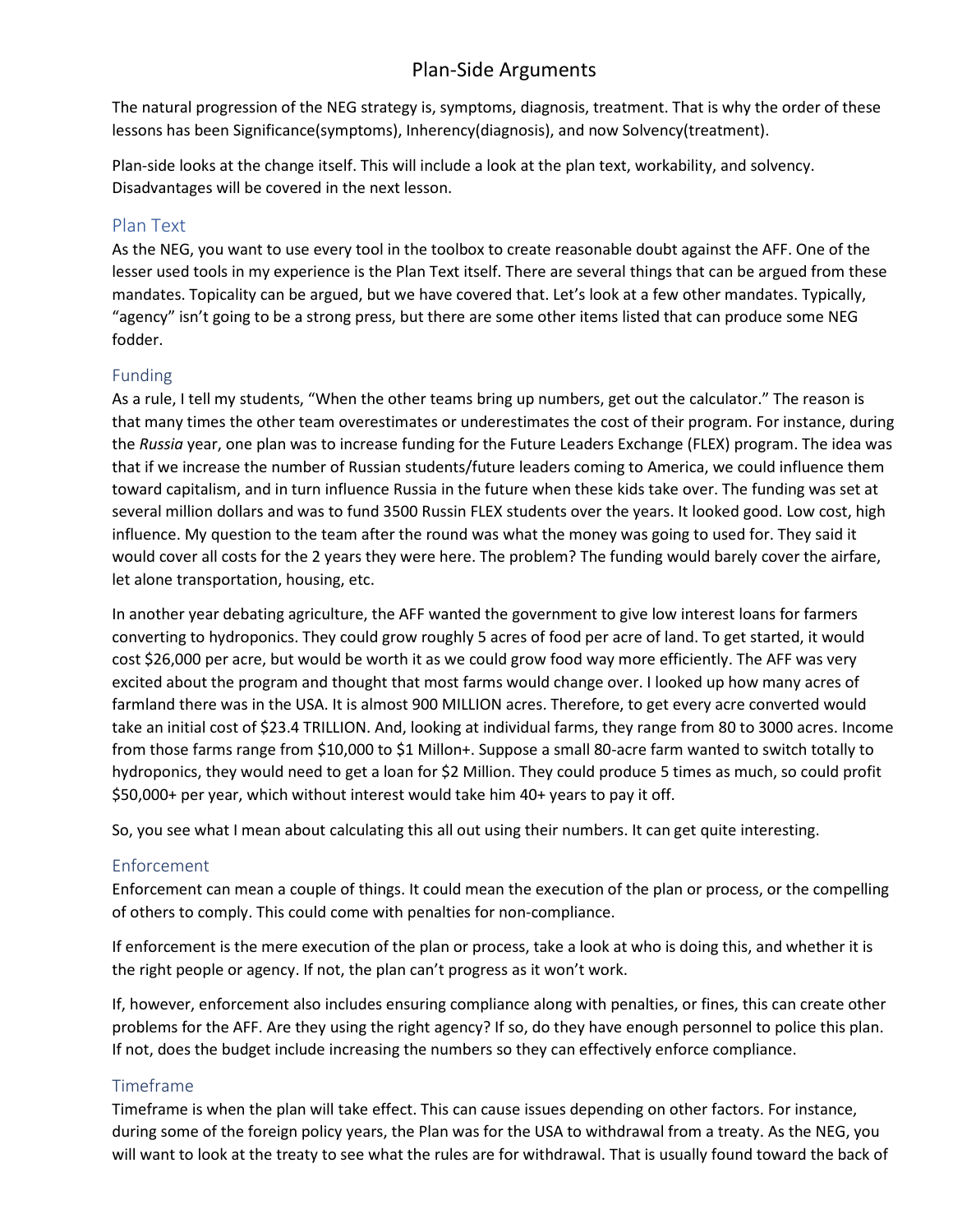# Plan-Side Arguments

The natural progression of the NEG strategy is, symptoms, diagnosis, treatment. That is why the order of these lessons has been Significance(symptoms), Inherency(diagnosis), and now Solvency(treatment).

Plan-side looks at the change itself. This will include a look at the plan text, workability, and solvency. Disadvantages will be covered in the next lesson.

## Plan Text

As the NEG, you want to use every tool in the toolbox to create reasonable doubt against the AFF. One of the lesser used tools in my experience is the Plan Text itself. There are several things that can be argued from these mandates. Topicality can be argued, but we have covered that. Let's look at a few other mandates. Typically, "agency" isn't going to be a strong press, but there are some other items listed that can produce some NEG fodder.

### Funding

As a rule, I tell my students, "When the other teams bring up numbers, get out the calculator." The reason is that many times the other team overestimates or underestimates the cost of their program. For instance, during the *Russia* year, one plan was to increase funding for the Future Leaders Exchange (FLEX) program. The idea was that if we increase the number of Russian students/future leaders coming to America, we could influence them toward capitalism, and in turn influence Russia in the future when these kids take over. The funding was set at several million dollars and was to fund 3500 Russin FLEX students over the years. It looked good. Low cost, high influence. My question to the team after the round was what the money was going to used for. They said it would cover all costs for the 2 years they were here. The problem? The funding would barely cover the airfare, let alone transportation, housing, etc.

In another year debating agriculture, the AFF wanted the government to give low interest loans for farmers converting to hydroponics. They could grow roughly 5 acres of food per acre of land. To get started, it would cost $26,000 per acre, but would be worth it as we could grow food way more efficiently. The AFF was very excited about the program and thought that most farms would change over. I looked up how many acres of farmland there was in the USA. It is almost 900 MILLION acres. Therefore, to get every acre converted would take an initial cost of $23.4 TRILLION. And, looking at individual farms, they range from 80 to 3000 acres. Income from those farms range from $10,000 to $1 Millon+. Suppose a small 80-acre farm wanted to switch totally to hydroponics, they would need to get a loan for $2 Million. They could produce 5 times as much, so could profit $50,000+ per year, which without interest would take him 40+ years to pay it off.

So, you see what I mean about calculating this all out using their numbers. It can get quite interesting.

### Enforcement

Enforcement can mean a couple of things. It could mean the execution of the plan or process, or the compelling of others to comply. This could come with penalties for non-compliance.

If enforcement is the mere execution of the plan or process, take a look at who is doing this, and whether it is the right people or agency. If not, the plan can't progress as it won't work.

If, however, enforcement also includes ensuring compliance along with penalties, or fines, this can create other problems for the AFF. Are they using the right agency? If so, do they have enough personnel to police this plan. If not, does the budget include increasing the numbers so they can effectively enforce compliance.

### Timeframe

Timeframe is when the plan will take effect. This can cause issues depending on other factors. For instance, during some of the foreign policy years, the Plan was for the USA to withdrawal from a treaty. As the NEG, you will want to look at the treaty to see what the rules are for withdrawal. That is usually found toward the back of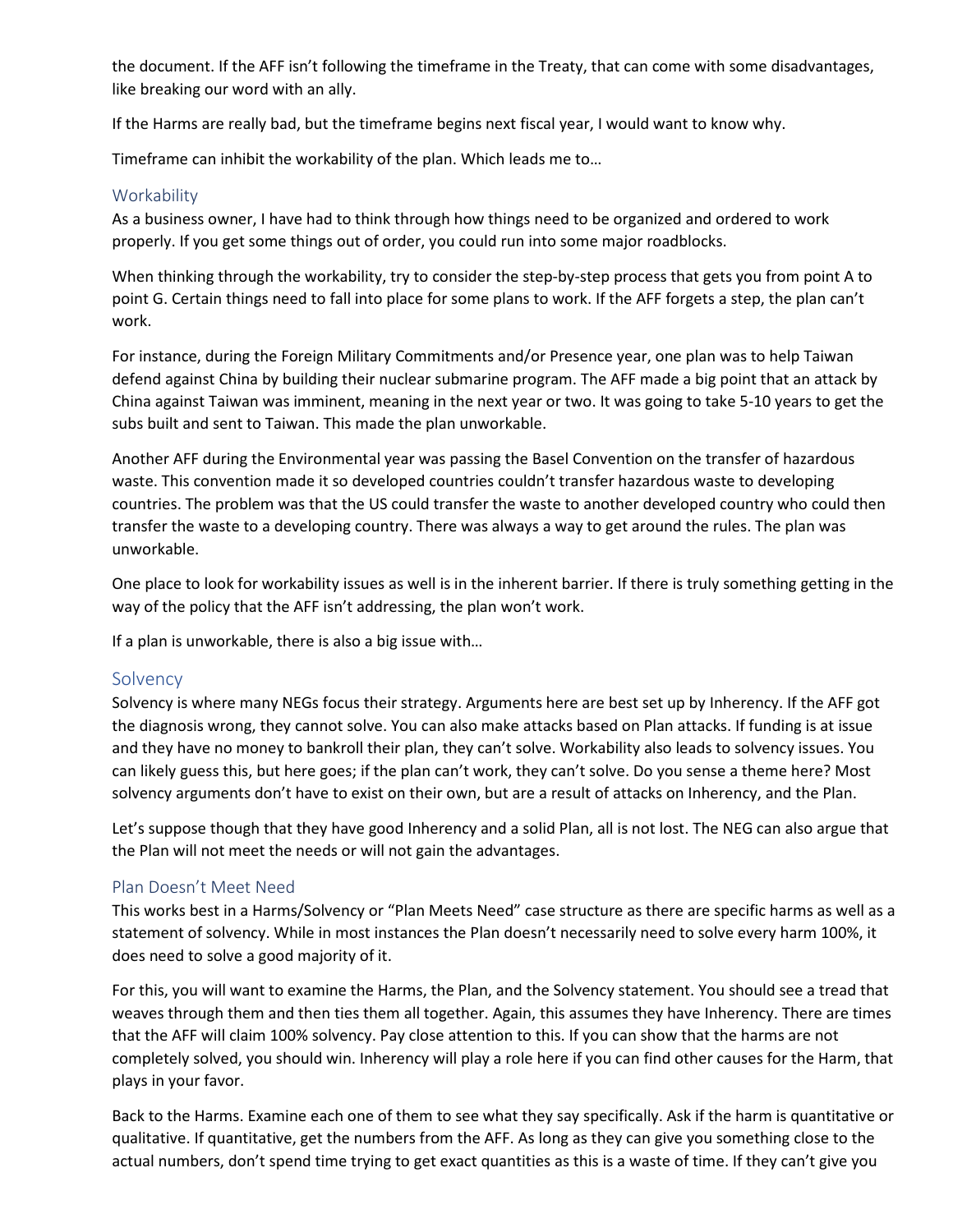the document. If the AFF isn't following the timeframe in the Treaty, that can come with some disadvantages, like breaking our word with an ally.

If the Harms are really bad, but the timeframe begins next fiscal year, I would want to know why.

Timeframe can inhibit the workability of the plan. Which leads me to…

## Workability

As a business owner, I have had to think through how things need to be organized and ordered to work properly. If you get some things out of order, you could run into some major roadblocks.

When thinking through the workability, try to consider the step-by-step process that gets you from point A to point G. Certain things need to fall into place for some plans to work. If the AFF forgets a step, the plan can't work.

For instance, during the Foreign Military Commitments and/or Presence year, one plan was to help Taiwan defend against China by building their nuclear submarine program. The AFF made a big point that an attack by China against Taiwan was imminent, meaning in the next year or two. It was going to take 5-10 years to get the subs built and sent to Taiwan. This made the plan unworkable.

Another AFF during the Environmental year was passing the Basel Convention on the transfer of hazardous waste. This convention made it so developed countries couldn't transfer hazardous waste to developing countries. The problem was that the US could transfer the waste to another developed country who could then transfer the waste to a developing country. There was always a way to get around the rules. The plan was unworkable.

One place to look for workability issues as well is in the inherent barrier. If there is truly something getting in the way of the policy that the AFF isn't addressing, the plan won't work.

If a plan is unworkable, there is also a big issue with…

## Solvency

Solvency is where many NEGs focus their strategy. Arguments here are best set up by Inherency. If the AFF got the diagnosis wrong, they cannot solve. You can also make attacks based on Plan attacks. If funding is at issue and they have no money to bankroll their plan, they can't solve. Workability also leads to solvency issues. You can likely guess this, but here goes; if the plan can't work, they can't solve. Do you sense a theme here? Most solvency arguments don't have to exist on their own, but are a result of attacks on Inherency, and the Plan.

Let's suppose though that they have good Inherency and a solid Plan, all is not lost. The NEG can also argue that the Plan will not meet the needs or will not gain the advantages.

## Plan Doesn't Meet Need

This works best in a Harms/Solvency or "Plan Meets Need" case structure as there are specific harms as well as a statement of solvency. While in most instances the Plan doesn't necessarily need to solve every harm 100%, it does need to solve a good majority of it.

For this, you will want to examine the Harms, the Plan, and the Solvency statement. You should see a tread that weaves through them and then ties them all together. Again, this assumes they have Inherency. There are times that the AFF will claim 100% solvency. Pay close attention to this. If you can show that the harms are not completely solved, you should win. Inherency will play a role here if you can find other causes for the Harm, that plays in your favor.

Back to the Harms. Examine each one of them to see what they say specifically. Ask if the harm is quantitative or qualitative. If quantitative, get the numbers from the AFF. As long as they can give you something close to the actual numbers, don't spend time trying to get exact quantities as this is a waste of time. If they can't give you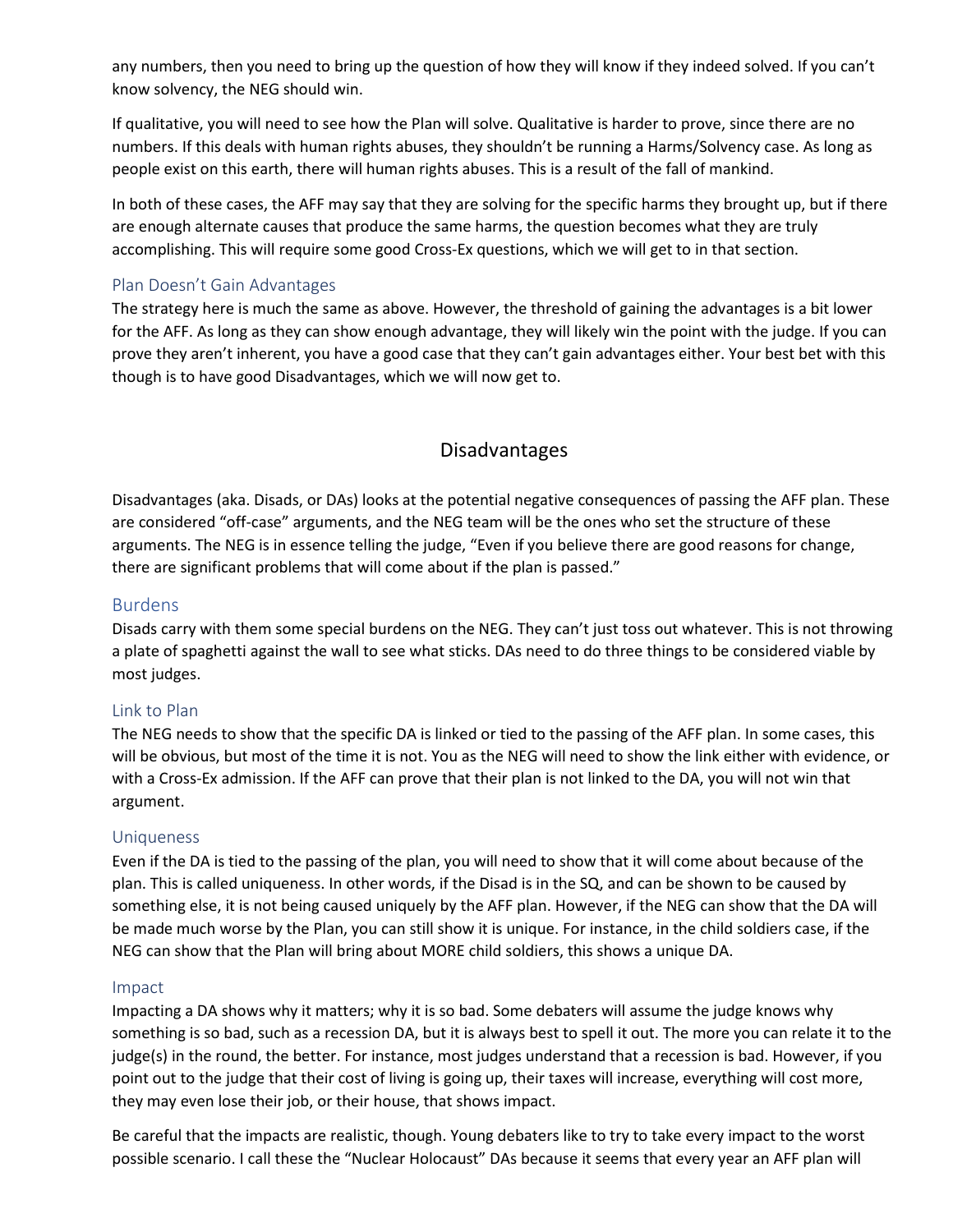any numbers, then you need to bring up the question of how they will know if they indeed solved. If you can't know solvency, the NEG should win.

If qualitative, you will need to see how the Plan will solve. Qualitative is harder to prove, since there are no numbers. If this deals with human rights abuses, they shouldn't be running a Harms/Solvency case. As long as people exist on this earth, there will human rights abuses. This is a result of the fall of mankind.

In both of these cases, the AFF may say that they are solving for the specific harms they brought up, but if there are enough alternate causes that produce the same harms, the question becomes what they are truly accomplishing. This will require some good Cross-Ex questions, which we will get to in that section.

### Plan Doesn't Gain Advantages

The strategy here is much the same as above. However, the threshold of gaining the advantages is a bit lower for the AFF. As long as they can show enough advantage, they will likely win the point with the judge. If you can prove they aren't inherent, you have a good case that they can't gain advantages either. Your best bet with this though is to have good Disadvantages, which we will now get to.

## Disadvantages

Disadvantages (aka. Disads, or DAs) looks at the potential negative consequences of passing the AFF plan. These are considered "off-case" arguments, and the NEG team will be the ones who set the structure of these arguments. The NEG is in essence telling the judge, "Even if you believe there are good reasons for change, there are significant problems that will come about if the plan is passed."

### Burdens

Disads carry with them some special burdens on the NEG. They can't just toss out whatever. This is not throwing a plate of spaghetti against the wall to see what sticks. DAs need to do three things to be considered viable by most judges.

### Link to Plan

The NEG needs to show that the specific DA is linked or tied to the passing of the AFF plan. In some cases, this will be obvious, but most of the time it is not. You as the NEG will need to show the link either with evidence, or with a Cross-Ex admission. If the AFF can prove that their plan is not linked to the DA, you will not win that argument.

### Uniqueness

Even if the DA is tied to the passing of the plan, you will need to show that it will come about because of the plan. This is called uniqueness. In other words, if the Disad is in the SQ, and can be shown to be caused by something else, it is not being caused uniquely by the AFF plan. However, if the NEG can show that the DA will be made much worse by the Plan, you can still show it is unique. For instance, in the child soldiers case, if the NEG can show that the Plan will bring about MORE child soldiers, this shows a unique DA.

### Impact

Impacting a DA shows why it matters; why it is so bad. Some debaters will assume the judge knows why something is so bad, such as a recession DA, but it is always best to spell it out. The more you can relate it to the judge(s) in the round, the better. For instance, most judges understand that a recession is bad. However, if you point out to the judge that their cost of living is going up, their taxes will increase, everything will cost more, they may even lose their job, or their house, that shows impact.

Be careful that the impacts are realistic, though. Young debaters like to try to take every impact to the worst possible scenario. I call these the "Nuclear Holocaust" DAs because it seems that every year an AFF plan will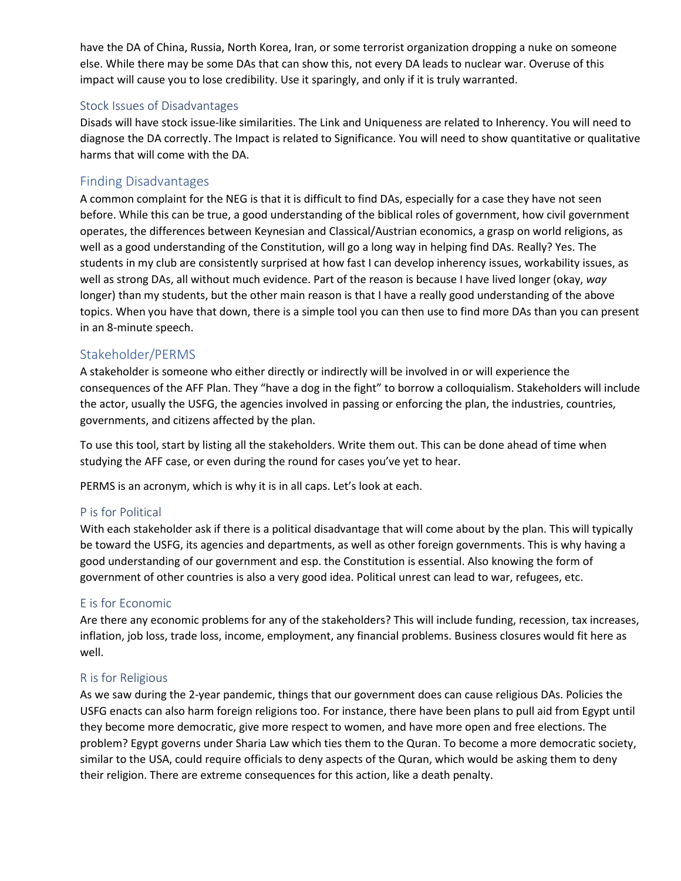have the DA of China, Russia, North Korea, Iran, or some terrorist organization dropping a nuke on someone else. While there may be some DAs that can show this, not every DA leads to nuclear war. Overuse of this impact will cause you to lose credibility. Use it sparingly, and only if it is truly warranted.

### Stock Issues of Disadvantages

Disads will have stock issue-like similarities. The Link and Uniqueness are related to Inherency. You will need to diagnose the DA correctly. The Impact is related to Significance. You will need to show quantitative or qualitative harms that will come with the DA.

## Finding Disadvantages

A common complaint for the NEG is that it is difficult to find DAs, especially for a case they have not seen before. While this can be true, a good understanding of the biblical roles of government, how civil government operates, the differences between Keynesian and Classical/Austrian economics, a grasp on world religions, as well as a good understanding of the Constitution, will go a long way in helping find DAs. Really? Yes. The students in my club are consistently surprised at how fast I can develop inherency issues, workability issues, as well as strong DAs, all without much evidence. Part of the reason is because I have lived longer (okay, *way* longer) than my students, but the other main reason is that I have a really good understanding of the above topics. When you have that down, there is a simple tool you can then use to find more DAs than you can present in an 8-minute speech.

## Stakeholder/PERMS

A stakeholder is someone who either directly or indirectly will be involved in or will experience the consequences of the AFF Plan. They "have a dog in the fight" to borrow a colloquialism. Stakeholders will include the actor, usually the USFG, the agencies involved in passing or enforcing the plan, the industries, countries, governments, and citizens affected by the plan.

To use this tool, start by listing all the stakeholders. Write them out. This can be done ahead of time when studying the AFF case, or even during the round for cases you've yet to hear.

PERMS is an acronym, which is why it is in all caps. Let's look at each.

### P is for Political

With each stakeholder ask if there is a political disadvantage that will come about by the plan. This will typically be toward the USFG, its agencies and departments, as well as other foreign governments. This is why having a good understanding of our government and esp. the Constitution is essential. Also knowing the form of government of other countries is also a very good idea. Political unrest can lead to war, refugees, etc.

### E is for Economic

Are there any economic problems for any of the stakeholders? This will include funding, recession, tax increases, inflation, job loss, trade loss, income, employment, any financial problems. Business closures would fit here as well.

### R is for Religious

As we saw during the 2-year pandemic, things that our government does can cause religious DAs. Policies the USFG enacts can also harm foreign religions too. For instance, there have been plans to pull aid from Egypt until they become more democratic, give more respect to women, and have more open and free elections. The problem? Egypt governs under Sharia Law which ties them to the Quran. To become a more democratic society, similar to the USA, could require officials to deny aspects of the Quran, which would be asking them to deny their religion. There are extreme consequences for this action, like a death penalty.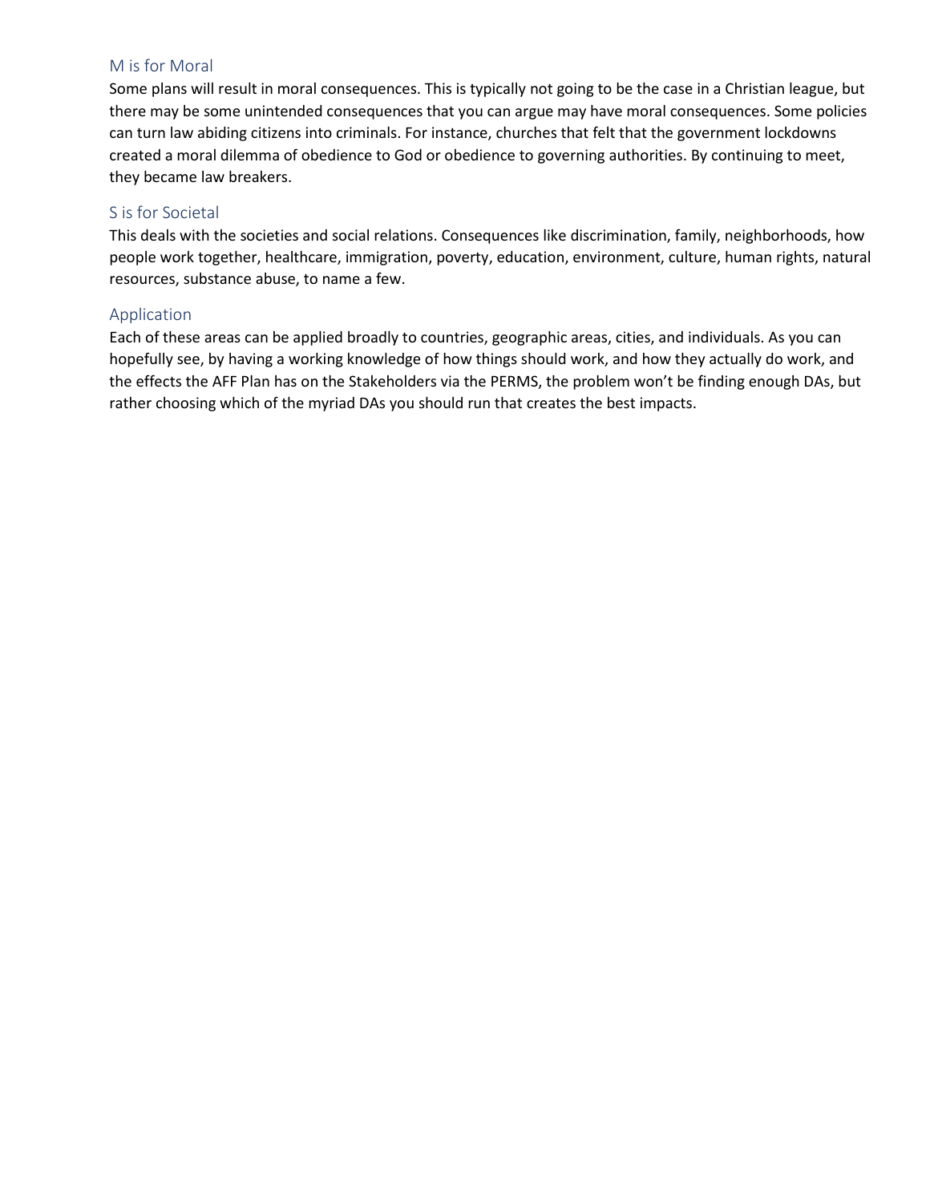## M is for Moral

Some plans will result in moral consequences. This is typically not going to be the case in a Christian league, but there may be some unintended consequences that you can argue may have moral consequences. Some policies can turn law abiding citizens into criminals. For instance, churches that felt that the government lockdowns created a moral dilemma of obedience to God or obedience to governing authorities. By continuing to meet, they became law breakers.

## S is for Societal

This deals with the societies and social relations. Consequences like discrimination, family, neighborhoods, how people work together, healthcare, immigration, poverty, education, environment, culture, human rights, natural resources, substance abuse, to name a few.

## Application

Each of these areas can be applied broadly to countries, geographic areas, cities, and individuals. As you can hopefully see, by having a working knowledge of how things should work, and how they actually do work, and the effects the AFF Plan has on the Stakeholders via the PERMS, the problem won't be finding enough DAs, but rather choosing which of the myriad DAs you should run that creates the best impacts.